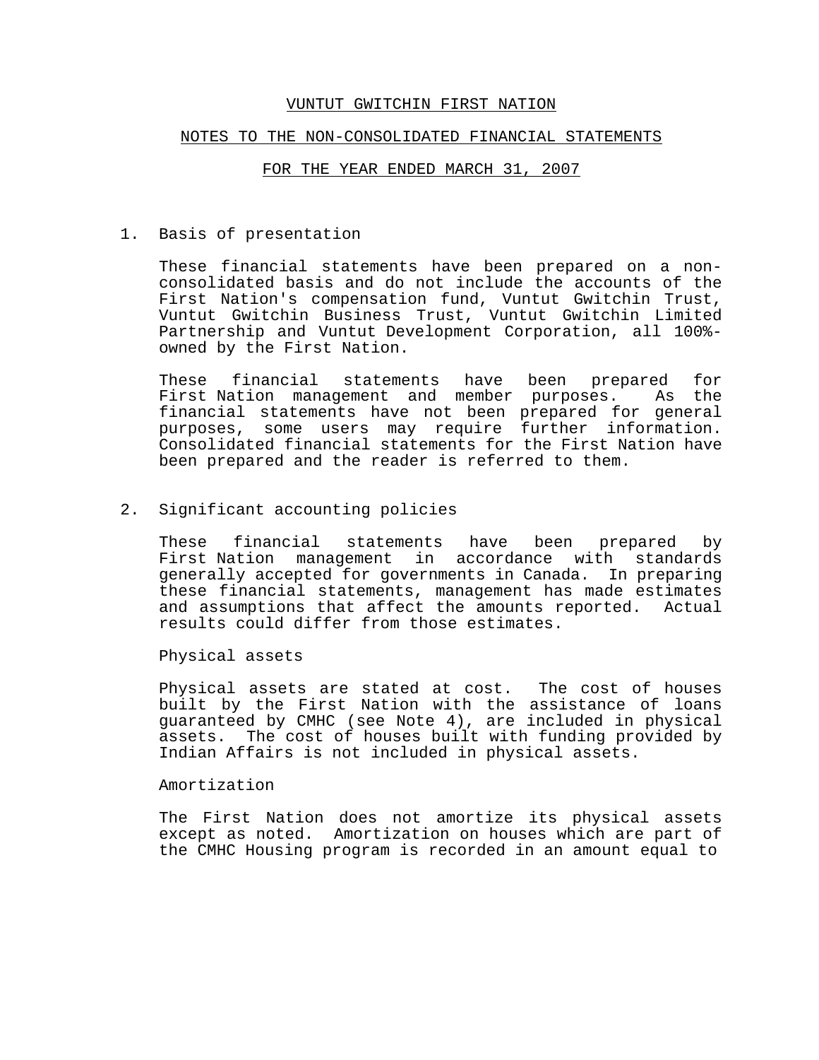# VUNTUT GWITCHIN FIRST NATION

## NOTES TO THE NON-CONSOLIDATED FINANCIAL STATEMENTS

## FOR THE YEAR ENDED MARCH 31, 2007

1. Basis of presentation

   These financial statements have been prepared on a non-consolidated basis and do not include the accounts of the First Nation's compensation fund, Vuntut Gwitchin Trust, Vuntut Gwitchin Business Trust, Vuntut Gwitchin Limited Partnership and Vuntut Development Corporation, all 100%-owned by the First Nation.

   These financial statements have been prepared for First Nation management and member purposes. As the financial statements have not been prepared for general purposes, some users may require further information. Consolidated financial statements for the First Nation have been prepared and the reader is referred to them.

2. Significant accounting policies

   These financial statements have been prepared by First Nation management in accordance with standards generally accepted for governments in Canada. In preparing these financial statements, management has made estimates and assumptions that affect the amounts reported. Actual results could differ from those estimates.

   Physical assets

   Physical assets are stated at cost. The cost of houses built by the First Nation with the assistance of loans guaranteed by CMHC (see Note 4), are included in physical assets. The cost of houses built with funding provided by Indian Affairs is not included in physical assets.

   Amortization

   The First Nation does not amortize its physical assets except as noted. Amortization on houses which are part of the CMHC Housing program is recorded in an amount equal to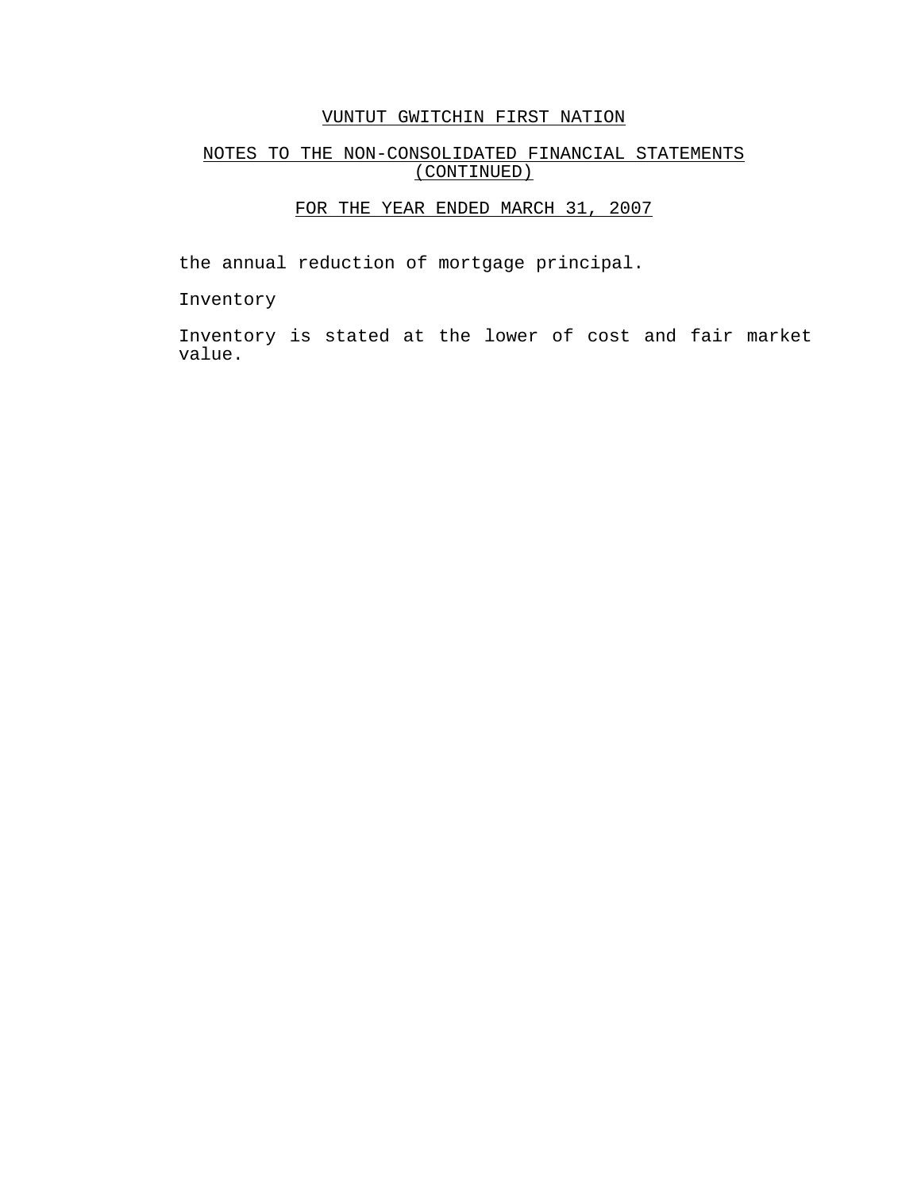# VUNTUT GWITCHIN FIRST NATION

## NOTES TO THE NON-CONSOLIDATED FINANCIAL STATEMENTS (CONTINUED)

## FOR THE YEAR ENDED MARCH 31, 2007

the annual reduction of mortgage principal.

Inventory

Inventory is stated at the lower of cost and fair market value.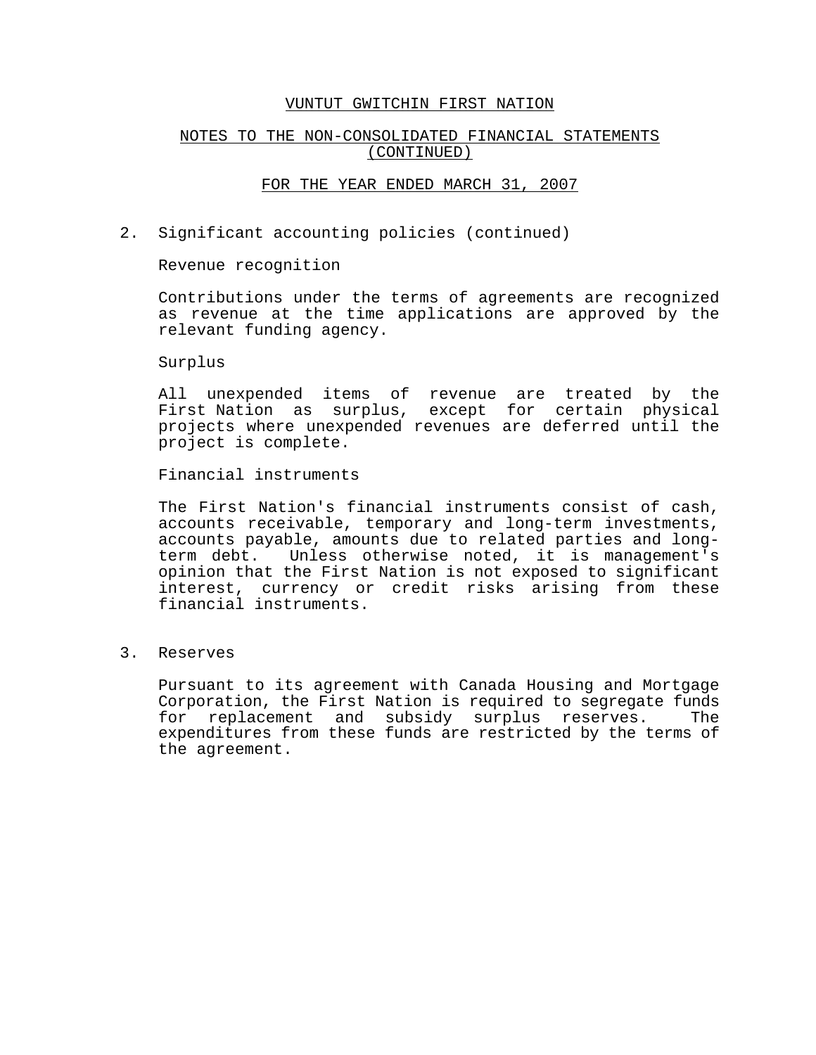# VUNTUT GWITCHIN FIRST NATION

## NOTES TO THE NON-CONSOLIDATED FINANCIAL STATEMENTS (CONTINUED)

## FOR THE YEAR ENDED MARCH 31, 2007

2. Significant accounting policies (continued)

Revenue recognition

Contributions under the terms of agreements are recognized as revenue at the time applications are approved by the relevant funding agency.

Surplus

All unexpended items of revenue are treated by the First Nation as surplus, except for certain physical projects where unexpended revenues are deferred until the project is complete.

Financial instruments

The First Nation's financial instruments consist of cash, accounts receivable, temporary and long-term investments, accounts payable, amounts due to related parties and long-term debt. Unless otherwise noted, it is management's opinion that the First Nation is not exposed to significant interest, currency or credit risks arising from these financial instruments.

3. Reserves

Pursuant to its agreement with Canada Housing and Mortgage Corporation, the First Nation is required to segregate funds for replacement and subsidy surplus reserves. The expenditures from these funds are restricted by the terms of the agreement.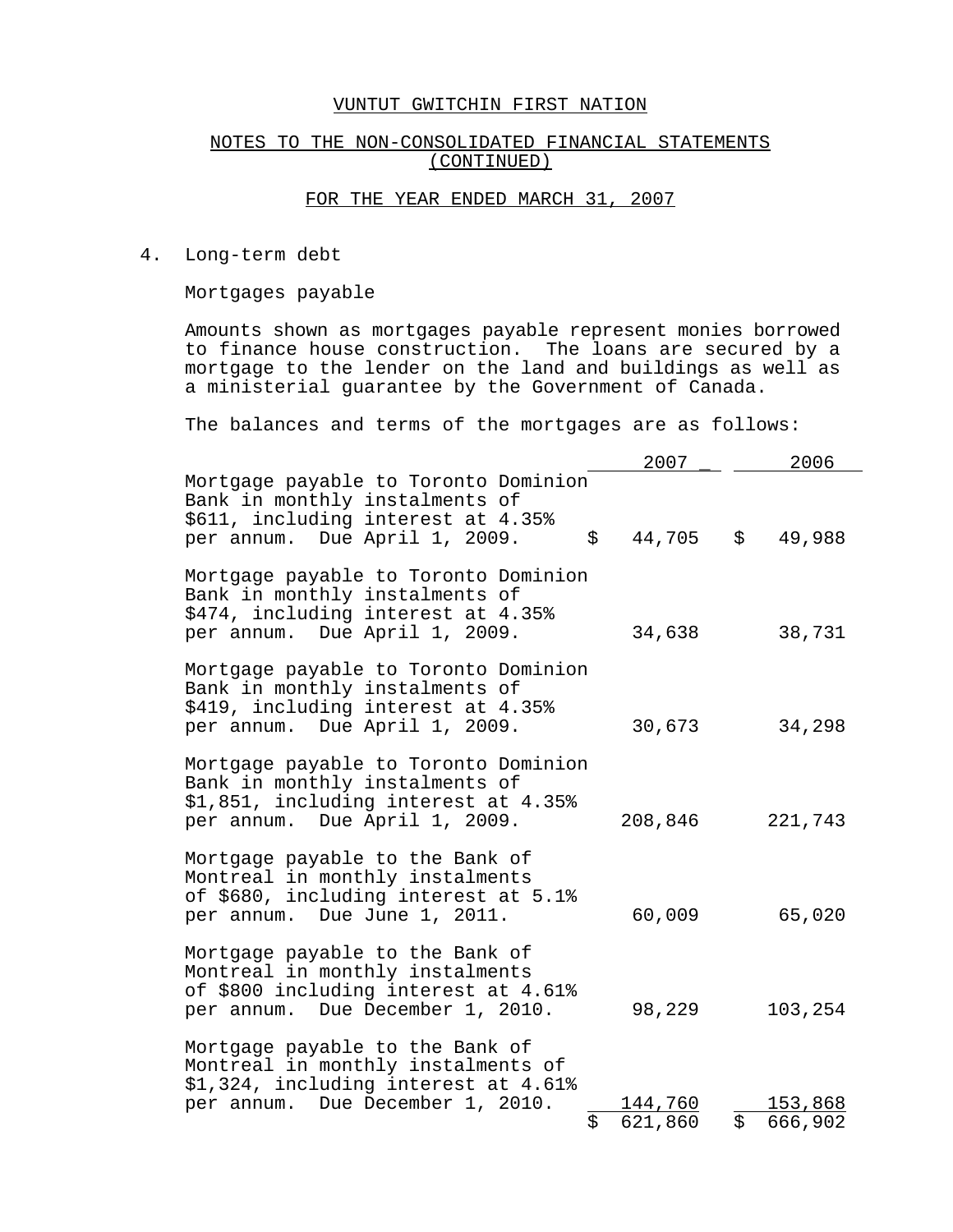# VUNTUT GWITCHIN FIRST NATION

## NOTES TO THE NON-CONSOLIDATED FINANCIAL STATEMENTS (CONTINUED)

### FOR THE YEAR ENDED MARCH 31, 2007

4. Long-term debt

Mortgages payable

Amounts shown as mortgages payable represent monies borrowed to finance house construction. The loans are secured by a mortgage to the lender on the land and buildings as well as a ministerial guarantee by the Government of Canada.

The balances and terms of the mortgages are as follows:

| | 2007 | 2006 |
|---|---|---|
| Mortgage payable to Toronto Dominion Bank in monthly instalments of $611, including interest at 4.35% per annum. Due April 1, 2009. | $ 44,705 | $ 49,988 |
| Mortgage payable to Toronto Dominion Bank in monthly instalments of $474, including interest at 4.35% per annum. Due April 1, 2009. | 34,638 | 38,731 |
| Mortgage payable to Toronto Dominion Bank in monthly instalments of $419, including interest at 4.35% per annum. Due April 1, 2009. | 30,673 | 34,298 |
| Mortgage payable to Toronto Dominion Bank in monthly instalments of $1,851, including interest at 4.35% per annum. Due April 1, 2009. | 208,846 | 221,743 |
| Mortgage payable to the Bank of Montreal in monthly instalments of $680, including interest at 5.1% per annum. Due June 1, 2011. | 60,009 | 65,020 |
| Mortgage payable to the Bank of Montreal in monthly instalments of $800 including interest at 4.61% per annum. Due December 1, 2010. | 98,229 | 103,254 |
| Mortgage payable to the Bank of Montreal in monthly instalments of $1,324, including interest at 4.61% per annum. Due December 1, 2010. | 144,760 | 153,868 |
| | $ 621,860 | $ 666,902 |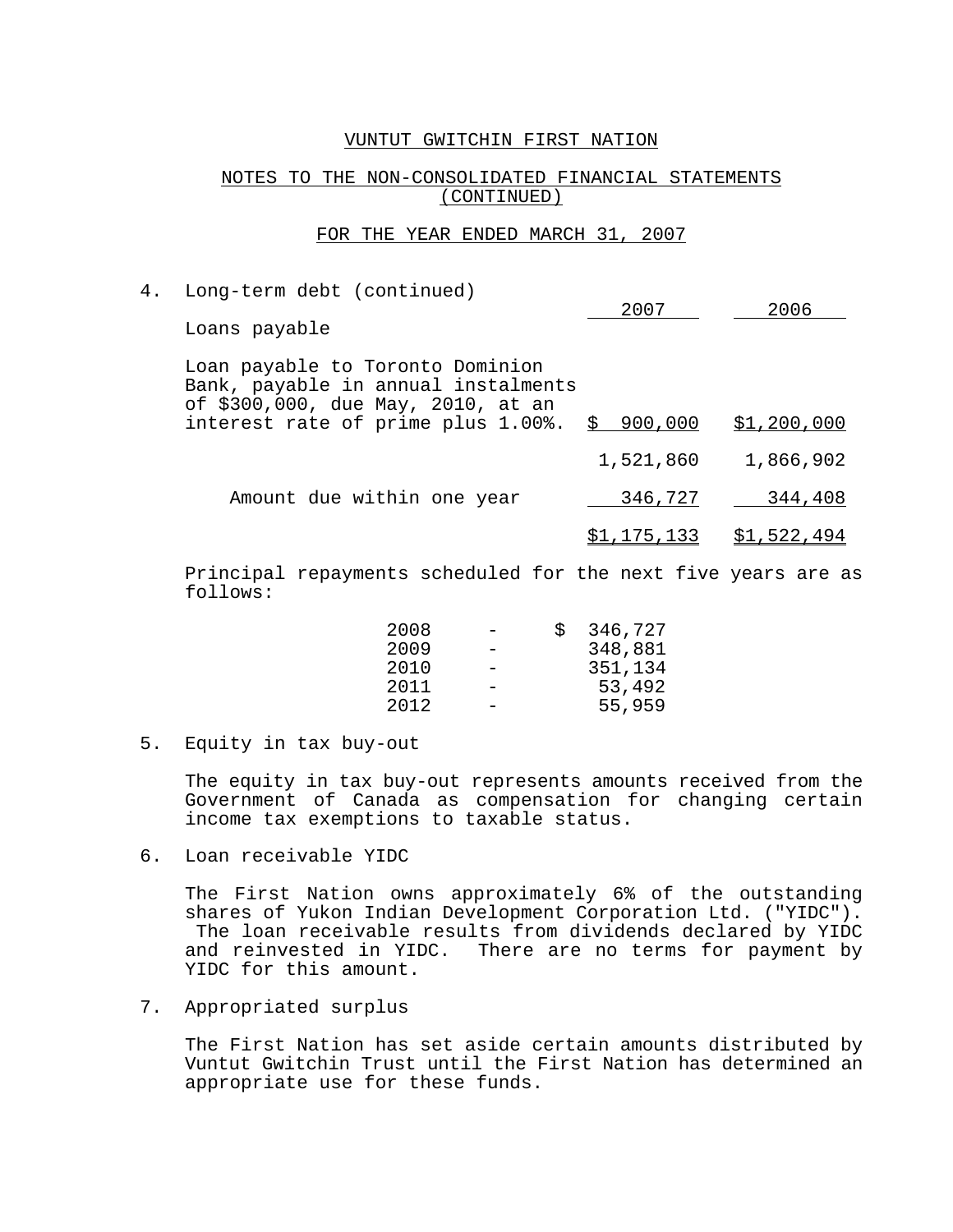VUNTUT GWITCHIN FIRST NATION

NOTES TO THE NON-CONSOLIDATED FINANCIAL STATEMENTS (CONTINUED)

FOR THE YEAR ENDED MARCH 31, 2007

4. Long-term debt (continued)

| | 2007 | 2006 |
|---|---|---|
| Loans payable | | |
| Loan payable to Toronto Dominion Bank, payable in annual instalments of $300,000, due May, 2010, at an interest rate of prime plus 1.00%. | $ 900,000 | $1,200,000 |
| | 1,521,860 | 1,866,902 |
| Amount due within one year | 346,727 | 344,408 |
| | $1,175,133 | $1,522,494 |

Principal repayments scheduled for the next five years are as follows:

| | | |
|---|---|---|
| 2008 | - | $ 346,727 |
| 2009 | - | 348,881 |
| 2010 | - | 351,134 |
| 2011 | - | 53,492 |
| 2012 | - | 55,959 |

5. Equity in tax buy-out

The equity in tax buy-out represents amounts received from the Government of Canada as compensation for changing certain income tax exemptions to taxable status.

6. Loan receivable YIDC

The First Nation owns approximately 6% of the outstanding shares of Yukon Indian Development Corporation Ltd. ("YIDC"). The loan receivable results from dividends declared by YIDC and reinvested in YIDC. There are no terms for payment by YIDC for this amount.

7. Appropriated surplus

The First Nation has set aside certain amounts distributed by Vuntut Gwitchin Trust until the First Nation has determined an appropriate use for these funds.